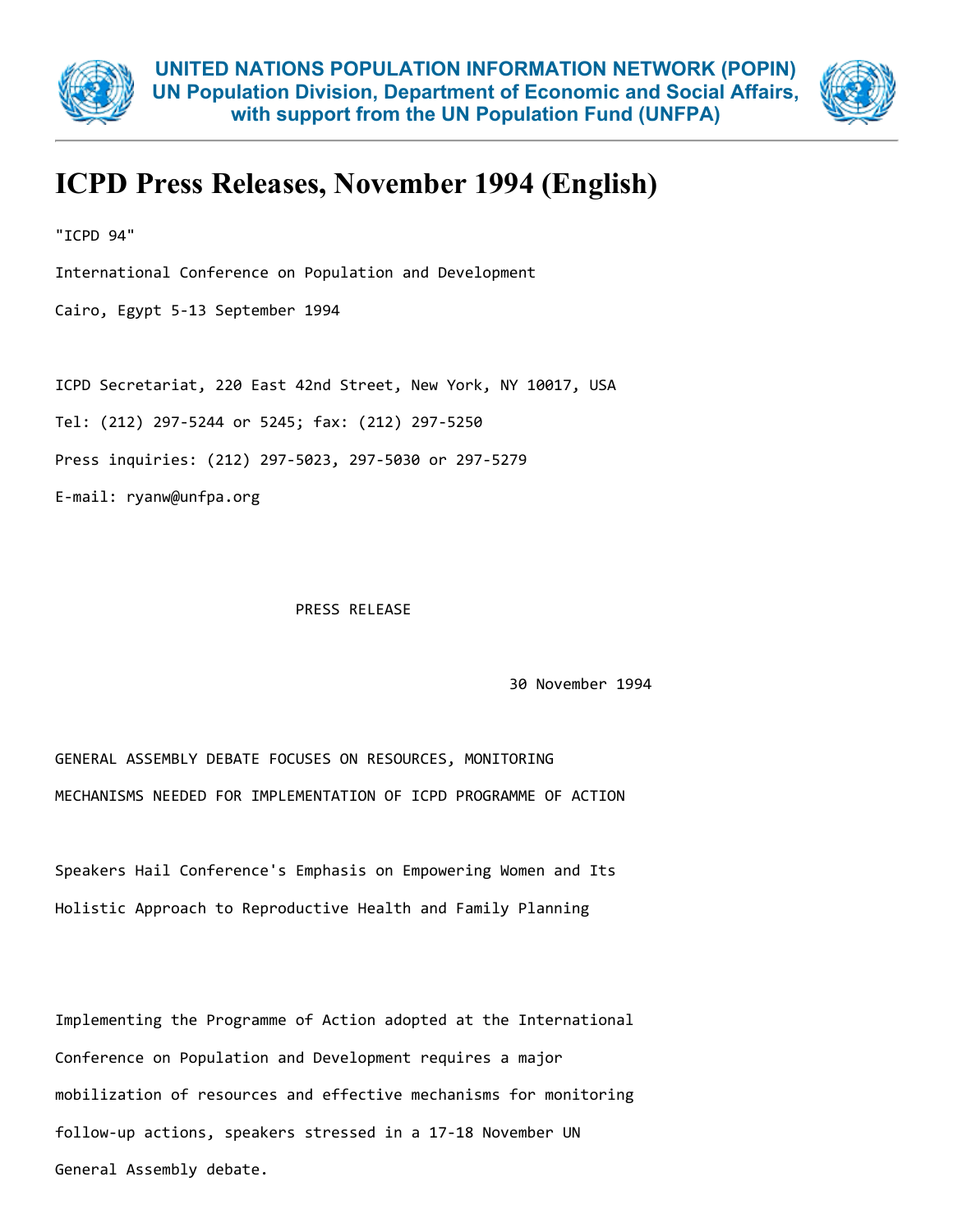**UNITED NATIONS POPULATION INFORMATION NETWORK (POPIN)**
**UN Population Division, Department of Economic and Social Affairs, with support from the UN Population Fund (UNFPA)**

# ICPD Press Releases, November 1994 (English)

"ICPD 94"

International Conference on Population and Development

Cairo, Egypt 5-13 September 1994

ICPD Secretariat, 220 East 42nd Street, New York, NY 10017, USA

Tel: (212) 297-5244 or 5245; fax: (212) 297-5250

Press inquiries: (212) 297-5023, 297-5030 or 297-5279

E-mail: ryanw@unfpa.org

PRESS RELEASE

30 November 1994

GENERAL ASSEMBLY DEBATE FOCUSES ON RESOURCES, MONITORING MECHANISMS NEEDED FOR IMPLEMENTATION OF ICPD PROGRAMME OF ACTION

Speakers Hail Conference's Emphasis on Empowering Women and Its Holistic Approach to Reproductive Health and Family Planning

Implementing the Programme of Action adopted at the International Conference on Population and Development requires a major mobilization of resources and effective mechanisms for monitoring follow-up actions, speakers stressed in a 17-18 November UN General Assembly debate.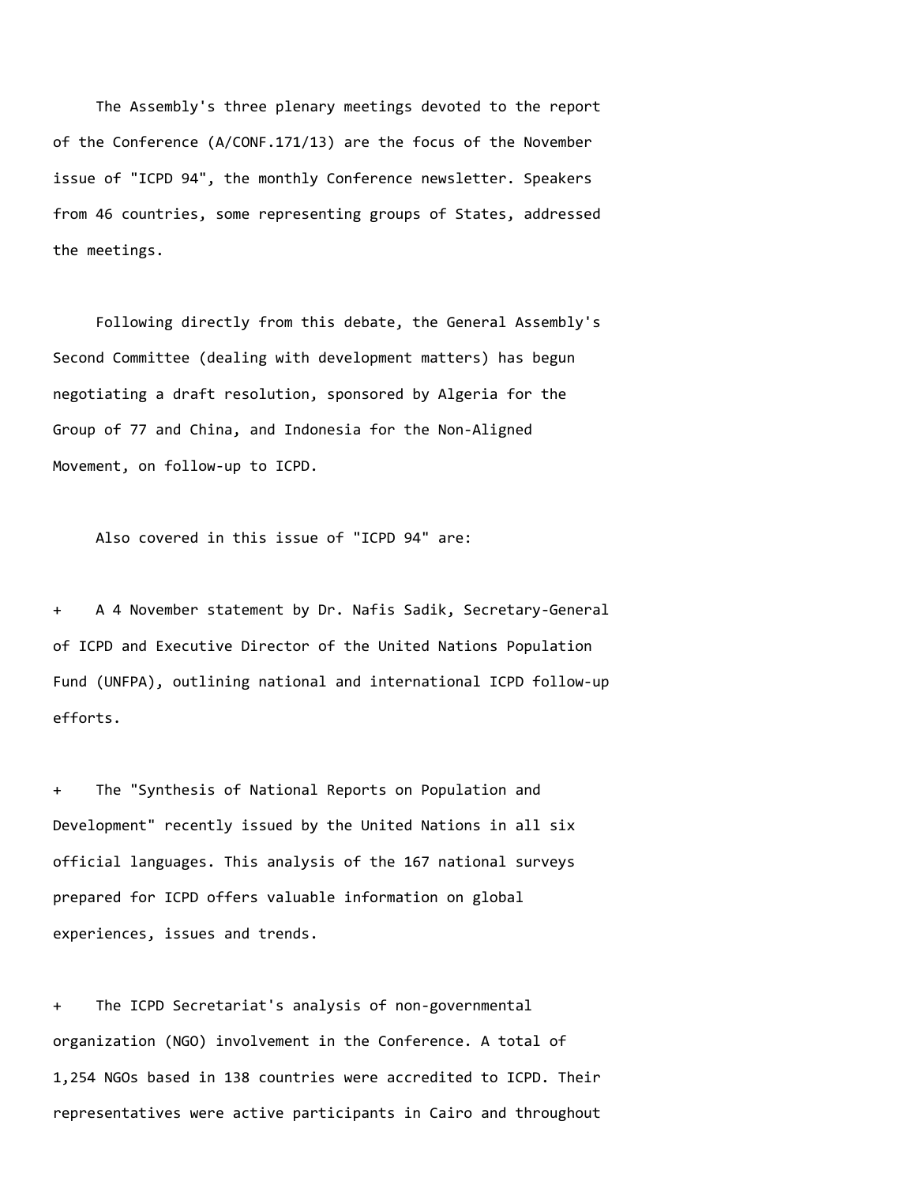The Assembly's three plenary meetings devoted to the report of the Conference (A/CONF.171/13) are the focus of the November issue of "ICPD 94", the monthly Conference newsletter. Speakers from 46 countries, some representing groups of States, addressed the meetings.

Following directly from this debate, the General Assembly's Second Committee (dealing with development matters) has begun negotiating a draft resolution, sponsored by Algeria for the Group of 77 and China, and Indonesia for the Non-Aligned Movement, on follow-up to ICPD.

Also covered in this issue of "ICPD 94" are:

+ A 4 November statement by Dr. Nafis Sadik, Secretary-General of ICPD and Executive Director of the United Nations Population Fund (UNFPA), outlining national and international ICPD follow-up efforts.

+ The "Synthesis of National Reports on Population and Development" recently issued by the United Nations in all six official languages. This analysis of the 167 national surveys prepared for ICPD offers valuable information on global experiences, issues and trends.

+ The ICPD Secretariat's analysis of non-governmental organization (NGO) involvement in the Conference. A total of 1,254 NGOs based in 138 countries were accredited to ICPD. Their representatives were active participants in Cairo and throughout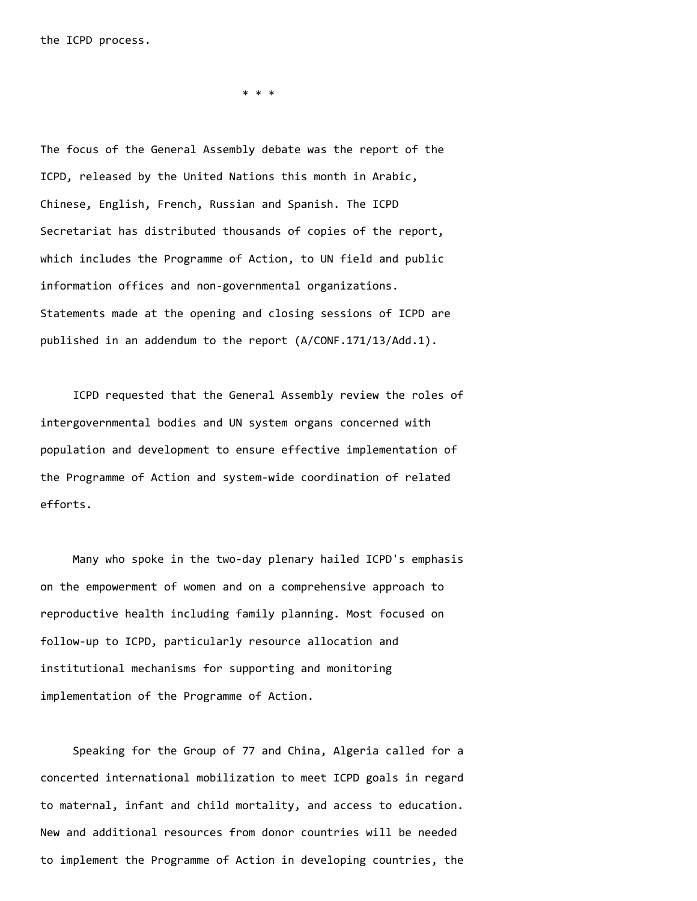the ICPD process.

* * *

The focus of the General Assembly debate was the report of the ICPD, released by the United Nations this month in Arabic, Chinese, English, French, Russian and Spanish. The ICPD Secretariat has distributed thousands of copies of the report, which includes the Programme of Action, to UN field and public information offices and non-governmental organizations. Statements made at the opening and closing sessions of ICPD are published in an addendum to the report (A/CONF.171/13/Add.1).

ICPD requested that the General Assembly review the roles of intergovernmental bodies and UN system organs concerned with population and development to ensure effective implementation of the Programme of Action and system-wide coordination of related efforts.

Many who spoke in the two-day plenary hailed ICPD's emphasis on the empowerment of women and on a comprehensive approach to reproductive health including family planning. Most focused on follow-up to ICPD, particularly resource allocation and institutional mechanisms for supporting and monitoring implementation of the Programme of Action.

Speaking for the Group of 77 and China, Algeria called for a concerted international mobilization to meet ICPD goals in regard to maternal, infant and child mortality, and access to education. New and additional resources from donor countries will be needed to implement the Programme of Action in developing countries, the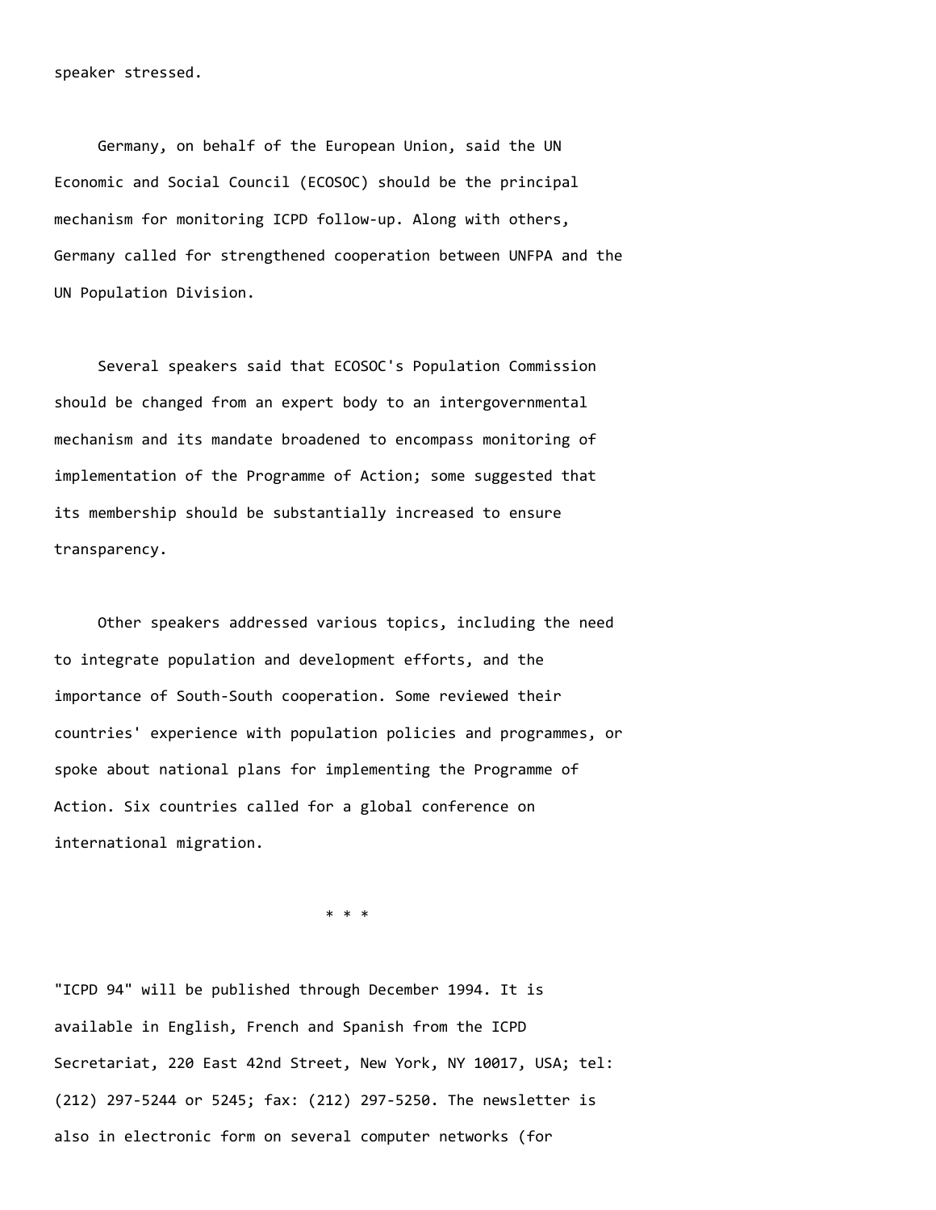speaker stressed.

Germany, on behalf of the European Union, said the UN Economic and Social Council (ECOSOC) should be the principal mechanism for monitoring ICPD follow-up. Along with others, Germany called for strengthened cooperation between UNFPA and the UN Population Division.

Several speakers said that ECOSOC's Population Commission should be changed from an expert body to an intergovernmental mechanism and its mandate broadened to encompass monitoring of implementation of the Programme of Action; some suggested that its membership should be substantially increased to ensure transparency.

Other speakers addressed various topics, including the need to integrate population and development efforts, and the importance of South-South cooperation. Some reviewed their countries' experience with population policies and programmes, or spoke about national plans for implementing the Programme of Action. Six countries called for a global conference on international migration.

\* \* \*

"ICPD 94" will be published through December 1994. It is available in English, French and Spanish from the ICPD Secretariat, 220 East 42nd Street, New York, NY 10017, USA; tel: (212) 297-5244 or 5245; fax: (212) 297-5250. The newsletter is also in electronic form on several computer networks (for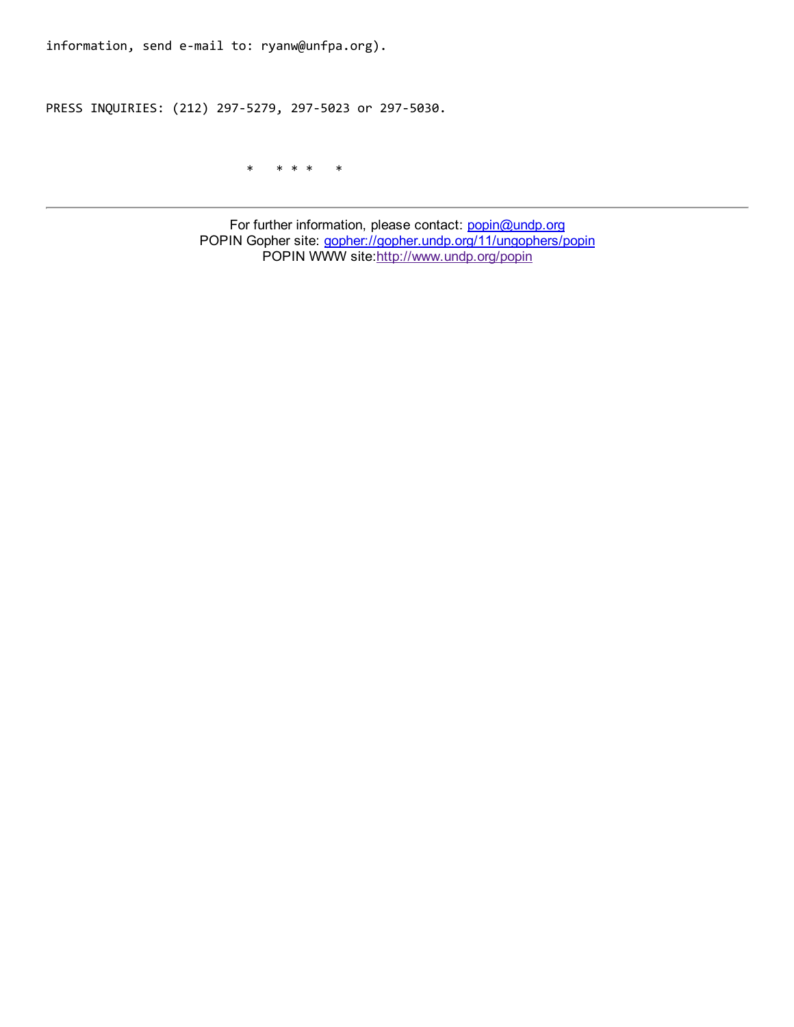information, send e-mail to: ryanw@unfpa.org).

PRESS INQUIRIES: (212) 297-5279, 297-5023 or 297-5030.

*   * * *   *

---

For further information, please contact: popin@undp.org
POPIN Gopher site: gopher://gopher.undp.org/11/ungophers/popin
POPIN WWW site:http://www.undp.org/popin